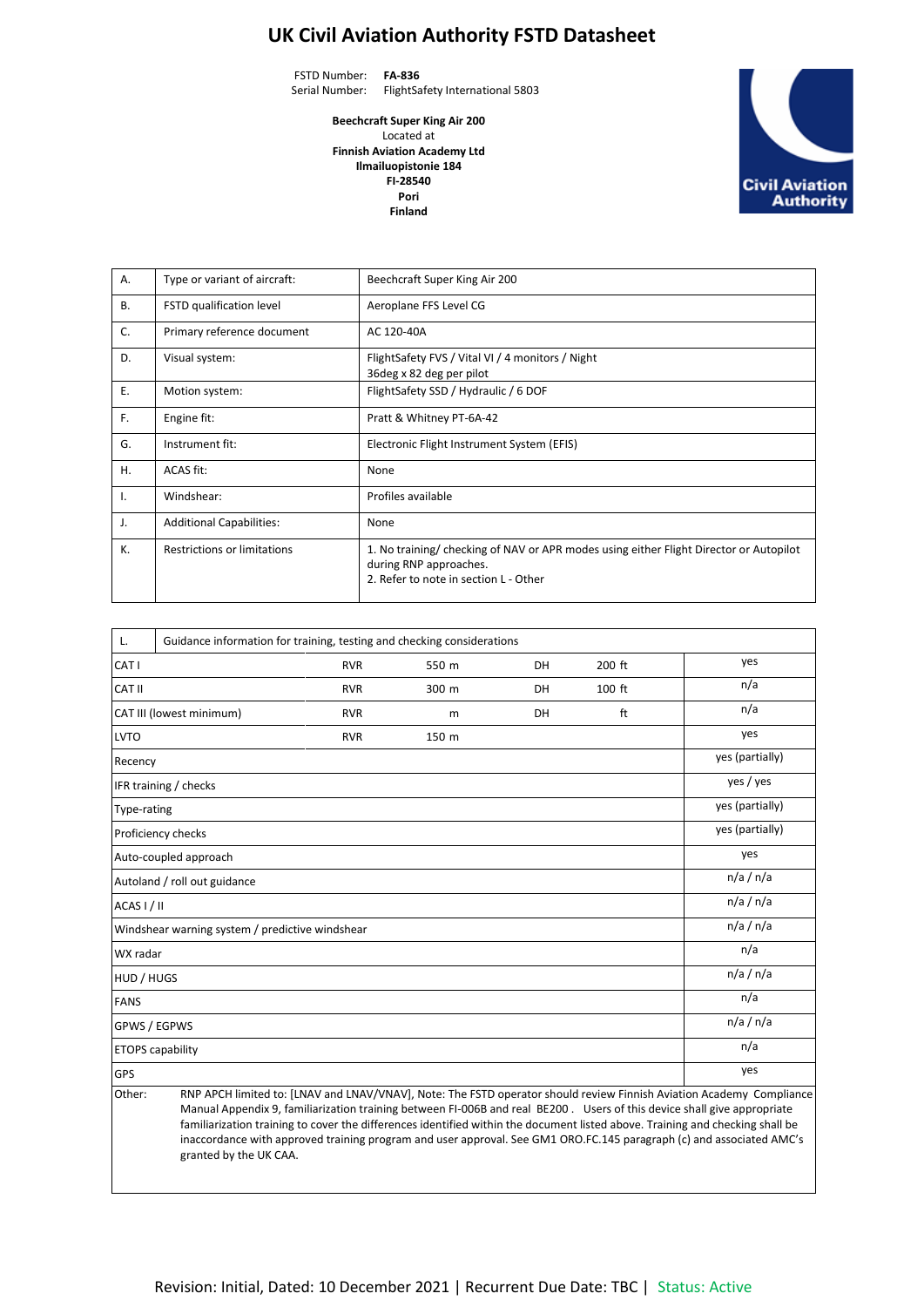# UK Civil Aviation Authority FSTD Datasheet

FSTD Number: **FA-836**
Serial Number: FlightSafety International 5803

**Beechcraft Super King Air 200**
Located at
**Finnish Aviation Academy Ltd**
**Ilmailuopistonie 184**
**FI-28540**
**Pori**
**Finland**

| | | |
|---|---|---|
| A. | Type or variant of aircraft: | Beechcraft Super King Air 200 |
| B. | FSTD qualification level | Aeroplane FFS Level CG |
| C. | Primary reference document | AC 120-40A |
| D. | Visual system: | FlightSafety FVS / Vital VI / 4 monitors / Night<br>36deg x 82 deg per pilot |
| E. | Motion system: | FlightSafety SSD / Hydraulic / 6 DOF |
| F. | Engine fit: | Pratt & Whitney PT-6A-42 |
| G. | Instrument fit: | Electronic Flight Instrument System (EFIS) |
| H. | ACAS fit: | None |
| I. | Windshear: | Profiles available |
| J. | Additional Capabilities: | None |
| K. | Restrictions or limitations | 1. No training/ checking of NAV or APR modes using either Flight Director or Autopilot during RNP approaches.<br>2. Refer to note in section L - Other |

| L. | Guidance information for training, testing and checking considerations | | | | | |
|---|---|---|---|---|---|---|
| CAT I | RVR | 550 m | DH | 200 ft | | yes |
| CAT II | RVR | 300 m | DH | 100 ft | | n/a |
| CAT III (lowest minimum) | RVR | m | DH | ft | | n/a |
| LVTO | RVR | 150 m | | | | yes |
| Recency | | | | | | yes (partially) |
| IFR training / checks | | | | | | yes / yes |
| Type-rating | | | | | | yes (partially) |
| Proficiency checks | | | | | | yes (partially) |
| Auto-coupled approach | | | | | | yes |
| Autoland / roll out guidance | | | | | | n/a / n/a |
| ACAS I / II | | | | | | n/a / n/a |
| Windshear warning system / predictive windshear | | | | | | n/a / n/a |
| WX radar | | | | | | n/a |
| HUD / HUGS | | | | | | n/a / n/a |
| FANS | | | | | | n/a |
| GPWS / EGPWS | | | | | | n/a / n/a |
| ETOPS capability | | | | | | n/a |
| GPS | | | | | | yes |

Other: RNP APCH limited to: [LNAV and LNAV/VNAV], Note: The FSTD operator should review Finnish Aviation Academy Compliance Manual Appendix 9, familiarization training between FI-006B and real BE200 . Users of this device shall give appropriate familiarization training to cover the differences identified within the document listed above. Training and checking shall be inaccordance with approved training program and user approval. See GM1 ORO.FC.145 paragraph (c) and associated AMC's granted by the UK CAA.

Revision: Initial, Dated: 10 December 2021 | Recurrent Due Date: TBC | Status: Active